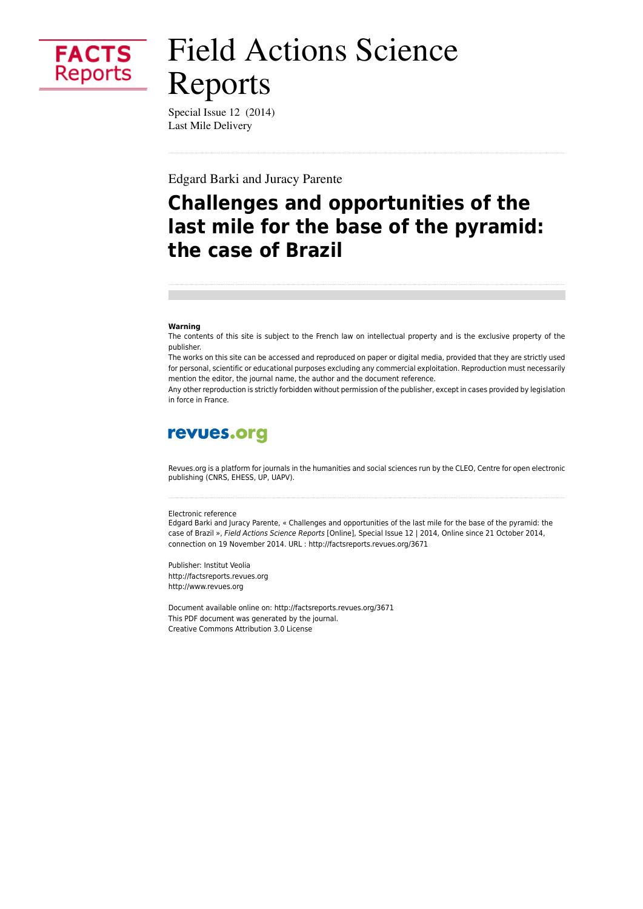FACTS Reports

# Field Actions Science Reports

Special Issue 12 (2014)
Last Mile Delivery

Edgard Barki and Juracy Parente

## Challenges and opportunities of the last mile for the base of the pyramid: the case of Brazil

**Warning**
The contents of this site is subject to the French law on intellectual property and is the exclusive property of the publisher.
The works on this site can be accessed and reproduced on paper or digital media, provided that they are strictly used for personal, scientific or educational purposes excluding any commercial exploitation. Reproduction must necessarily mention the editor, the journal name, the author and the document reference.
Any other reproduction is strictly forbidden without permission of the publisher, except in cases provided by legislation in force in France.

revues.org

Revues.org is a platform for journals in the humanities and social sciences run by the CLEO, Centre for open electronic publishing (CNRS, EHESS, UP, UAPV).

Electronic reference
Edgard Barki and Juracy Parente, « Challenges and opportunities of the last mile for the base of the pyramid: the case of Brazil », *Field Actions Science Reports* [Online], Special Issue 12 | 2014, Online since 21 October 2014, connection on 19 November 2014. URL : http://factsreports.revues.org/3671

Publisher: Institut Veolia
http://factsreports.revues.org
http://www.revues.org

Document available online on: http://factsreports.revues.org/3671
This PDF document was generated by the journal.
Creative Commons Attribution 3.0 License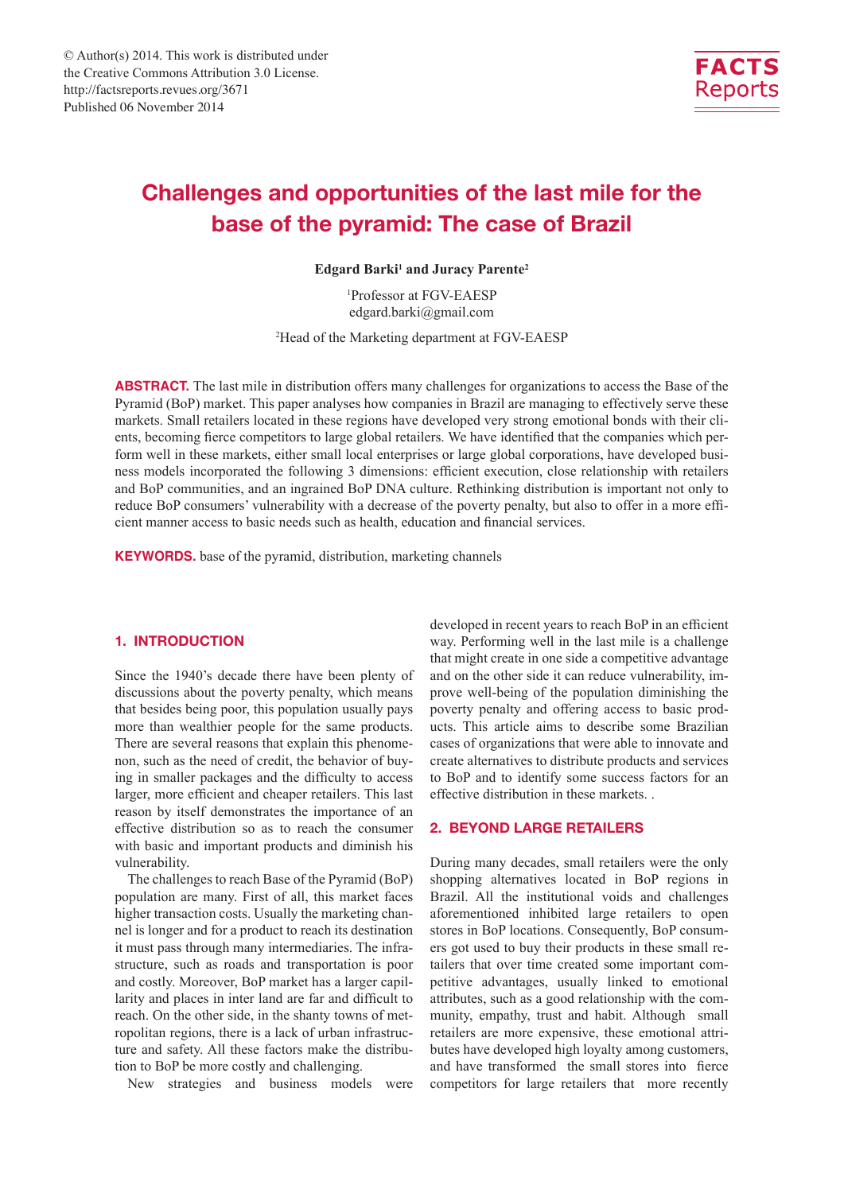© Author(s) 2014. This work is distributed under the Creative Commons Attribution 3.0 License.
http://factsreports.revues.org/3671
Published 06 November 2014

# Challenges and opportunities of the last mile for the base of the pyramid: The case of Brazil

**Edgard Barki[1] and Juracy Parente[2]**

[1]Professor at FGV-EAESP
edgard.barki@gmail.com

[2]Head of the Marketing department at FGV-EAESP

**ABSTRACT.** The last mile in distribution offers many challenges for organizations to access the Base of the Pyramid (BoP) market. This paper analyses how companies in Brazil are managing to effectively serve these markets. Small retailers located in these regions have developed very strong emotional bonds with their clients, becoming fierce competitors to large global retailers. We have identified that the companies which perform well in these markets, either small local enterprises or large global corporations, have developed business models incorporated the following 3 dimensions: efficient execution, close relationship with retailers and BoP communities, and an ingrained BoP DNA culture. Rethinking distribution is important not only to reduce BoP consumers' vulnerability with a decrease of the poverty penalty, but also to offer in a more efficient manner access to basic needs such as health, education and financial services.

**KEYWORDS.** base of the pyramid, distribution, marketing channels

## 1. INTRODUCTION

Since the 1940's decade there have been plenty of discussions about the poverty penalty, which means that besides being poor, this population usually pays more than wealthier people for the same products. There are several reasons that explain this phenomenon, such as the need of credit, the behavior of buying in smaller packages and the difficulty to access larger, more efficient and cheaper retailers. This last reason by itself demonstrates the importance of an effective distribution so as to reach the consumer with basic and important products and diminish his vulnerability.

The challenges to reach Base of the Pyramid (BoP) population are many. First of all, this market faces higher transaction costs. Usually the marketing channel is longer and for a product to reach its destination it must pass through many intermediaries. The infrastructure, such as roads and transportation is poor and costly. Moreover, BoP market has a larger capillarity and places in inter land are far and difficult to reach. On the other side, in the shanty towns of metropolitan regions, there is a lack of urban infrastructure and safety. All these factors make the distribution to BoP be more costly and challenging.

New strategies and business models were developed in recent years to reach BoP in an efficient way. Performing well in the last mile is a challenge that might create in one side a competitive advantage and on the other side it can reduce vulnerability, improve well-being of the population diminishing the poverty penalty and offering access to basic products. This article aims to describe some Brazilian cases of organizations that were able to innovate and create alternatives to distribute products and services to BoP and to identify some success factors for an effective distribution in these markets. .

## 2. BEYOND LARGE RETAILERS

During many decades, small retailers were the only shopping alternatives located in BoP regions in Brazil. All the institutional voids and challenges aforementioned inhibited large retailers to open stores in BoP locations. Consequently, BoP consumers got used to buy their products in these small retailers that over time created some important competitive advantages, usually linked to emotional attributes, such as a good relationship with the community, empathy, trust and habit. Although small retailers are more expensive, these emotional attributes have developed high loyalty among customers, and have transformed the small stores into fierce competitors for large retailers that more recently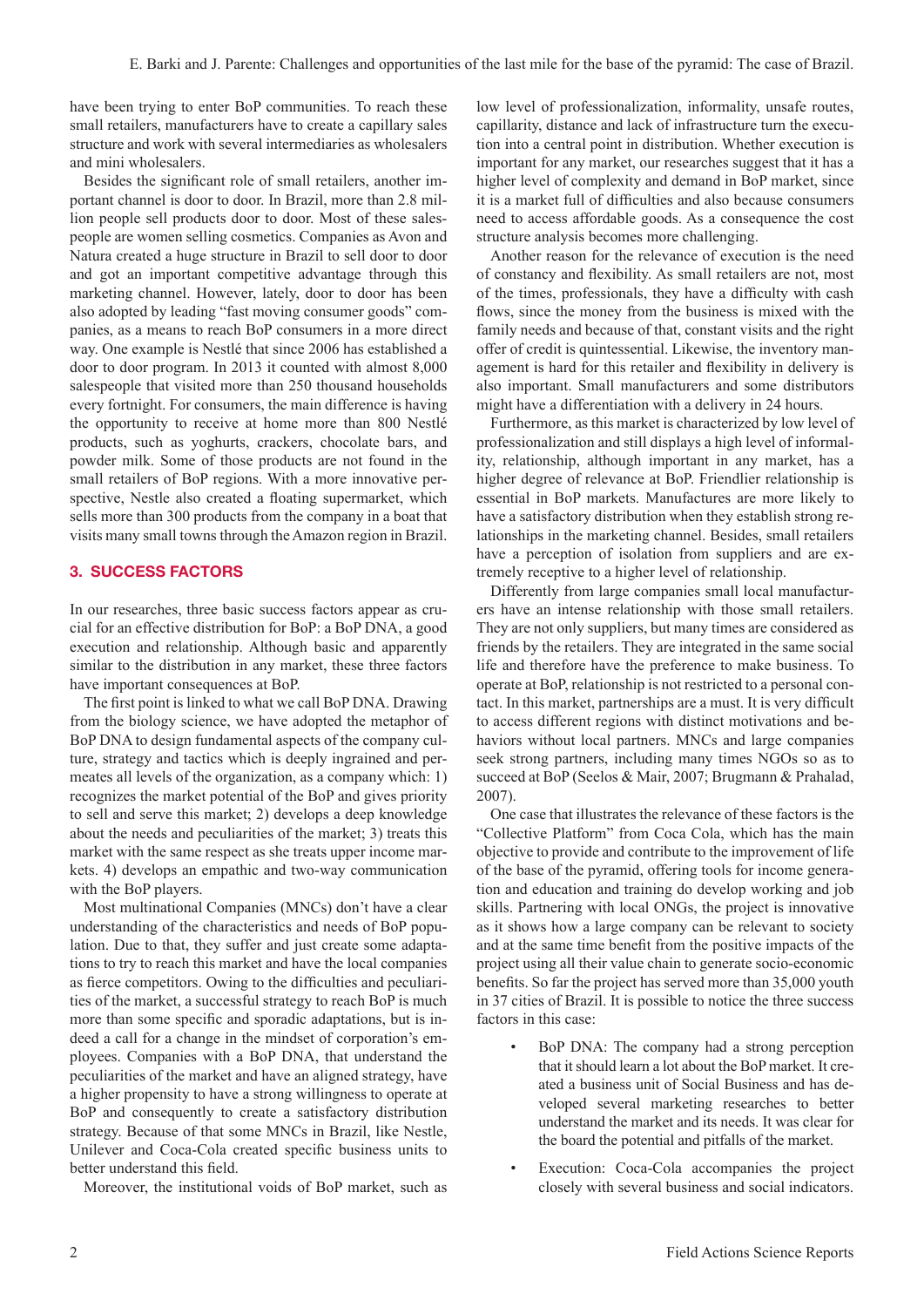have been trying to enter BoP communities. To reach these small retailers, manufacturers have to create a capillary sales structure and work with several intermediaries as wholesalers and mini wholesalers.

Besides the significant role of small retailers, another important channel is door to door. In Brazil, more than 2.8 million people sell products door to door. Most of these salespeople are women selling cosmetics. Companies as Avon and Natura created a huge structure in Brazil to sell door to door and got an important competitive advantage through this marketing channel. However, lately, door to door has been also adopted by leading "fast moving consumer goods" companies, as a means to reach BoP consumers in a more direct way. One example is Nestlé that since 2006 has established a door to door program. In 2013 it counted with almost 8,000 salespeople that visited more than 250 thousand households every fortnight. For consumers, the main difference is having the opportunity to receive at home more than 800 Nestlé products, such as yoghurts, crackers, chocolate bars, and powder milk. Some of those products are not found in the small retailers of BoP regions. With a more innovative perspective, Nestle also created a floating supermarket, which sells more than 300 products from the company in a boat that visits many small towns through the Amazon region in Brazil.

## 3. SUCCESS FACTORS

In our researches, three basic success factors appear as crucial for an effective distribution for BoP: a BoP DNA, a good execution and relationship. Although basic and apparently similar to the distribution in any market, these three factors have important consequences at BoP.

The first point is linked to what we call BoP DNA. Drawing from the biology science, we have adopted the metaphor of BoP DNA to design fundamental aspects of the company culture, strategy and tactics which is deeply ingrained and permeates all levels of the organization, as a company which: 1) recognizes the market potential of the BoP and gives priority to sell and serve this market; 2) develops a deep knowledge about the needs and peculiarities of the market; 3) treats this market with the same respect as she treats upper income markets. 4) develops an empathic and two-way communication with the BoP players.

Most multinational Companies (MNCs) don't have a clear understanding of the characteristics and needs of BoP population. Due to that, they suffer and just create some adaptations to try to reach this market and have the local companies as fierce competitors. Owing to the difficulties and peculiarities of the market, a successful strategy to reach BoP is much more than some specific and sporadic adaptations, but is indeed a call for a change in the mindset of corporation's employees. Companies with a BoP DNA, that understand the peculiarities of the market and have an aligned strategy, have a higher propensity to have a strong willingness to operate at BoP and consequently to create a satisfactory distribution strategy. Because of that some MNCs in Brazil, like Nestle, Unilever and Coca-Cola created specific business units to better understand this field.

Moreover, the institutional voids of BoP market, such as low level of professionalization, informality, unsafe routes, capillarity, distance and lack of infrastructure turn the execution into a central point in distribution. Whether execution is important for any market, our researches suggest that it has a higher level of complexity and demand in BoP market, since it is a market full of difficulties and also because consumers need to access affordable goods. As a consequence the cost structure analysis becomes more challenging.

Another reason for the relevance of execution is the need of constancy and flexibility. As small retailers are not, most of the times, professionals, they have a difficulty with cash flows, since the money from the business is mixed with the family needs and because of that, constant visits and the right offer of credit is quintessential. Likewise, the inventory management is hard for this retailer and flexibility in delivery is also important. Small manufacturers and some distributors might have a differentiation with a delivery in 24 hours.

Furthermore, as this market is characterized by low level of professionalization and still displays a high level of informality, relationship, although important in any market, has a higher degree of relevance at BoP. Friendlier relationship is essential in BoP markets. Manufactures are more likely to have a satisfactory distribution when they establish strong relationships in the marketing channel. Besides, small retailers have a perception of isolation from suppliers and are extremely receptive to a higher level of relationship.

Differently from large companies small local manufacturers have an intense relationship with those small retailers. They are not only suppliers, but many times are considered as friends by the retailers. They are integrated in the same social life and therefore have the preference to make business. To operate at BoP, relationship is not restricted to a personal contact. In this market, partnerships are a must. It is very difficult to access different regions with distinct motivations and behaviors without local partners. MNCs and large companies seek strong partners, including many times NGOs so as to succeed at BoP (Seelos & Mair, 2007; Brugmann & Prahalad, 2007).

One case that illustrates the relevance of these factors is the "Collective Platform" from Coca Cola, which has the main objective to provide and contribute to the improvement of life of the base of the pyramid, offering tools for income generation and education and training do develop working and job skills. Partnering with local ONGs, the project is innovative as it shows how a large company can be relevant to society and at the same time benefit from the positive impacts of the project using all their value chain to generate socio-economic benefits. So far the project has served more than 35,000 youth in 37 cities of Brazil. It is possible to notice the three success factors in this case:

- BoP DNA: The company had a strong perception that it should learn a lot about the BoP market. It created a business unit of Social Business and has developed several marketing researches to better understand the market and its needs. It was clear for the board the potential and pitfalls of the market.
- Execution: Coca-Cola accompanies the project closely with several business and social indicators.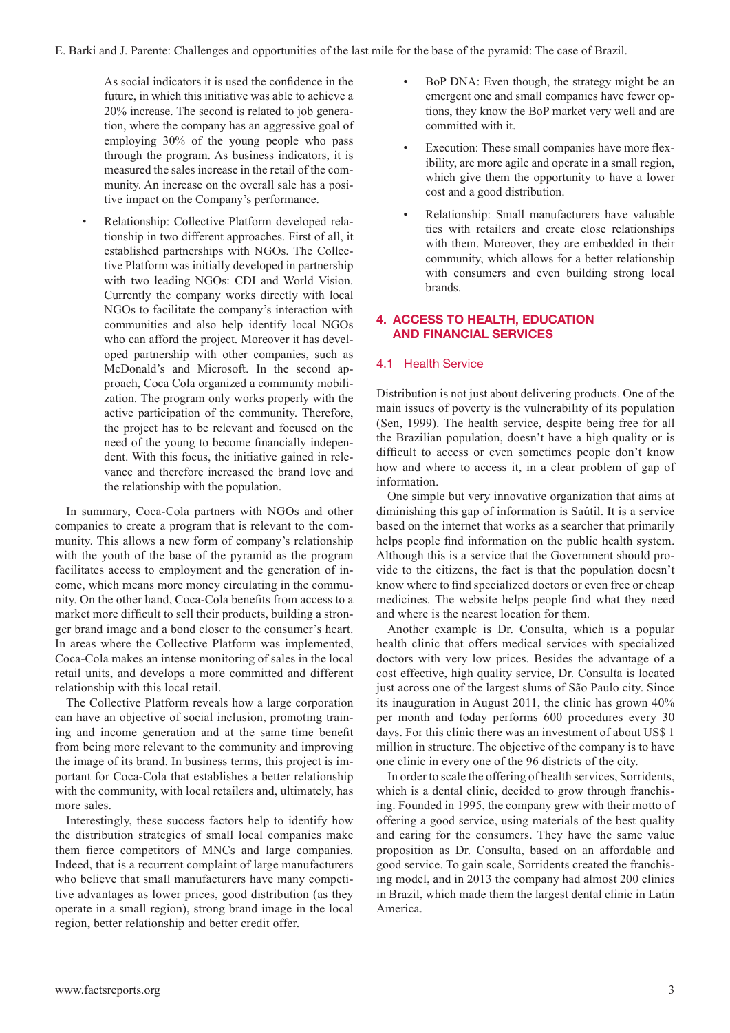As social indicators it is used the confidence in the future, in which this initiative was able to achieve a 20% increase. The second is related to job generation, where the company has an aggressive goal of employing 30% of the young people who pass through the program. As business indicators, it is measured the sales increase in the retail of the community. An increase on the overall sale has a positive impact on the Company's performance.

- Relationship: Collective Platform developed relationship in two different approaches. First of all, it established partnerships with NGOs. The Collective Platform was initially developed in partnership with two leading NGOs: CDI and World Vision. Currently the company works directly with local NGOs to facilitate the company's interaction with communities and also help identify local NGOs who can afford the project. Moreover it has developed partnership with other companies, such as McDonald's and Microsoft. In the second approach, Coca Cola organized a community mobilization. The program only works properly with the active participation of the community. Therefore, the project has to be relevant and focused on the need of the young to become financially independent. With this focus, the initiative gained in relevance and therefore increased the brand love and the relationship with the population.

In summary, Coca-Cola partners with NGOs and other companies to create a program that is relevant to the community. This allows a new form of company's relationship with the youth of the base of the pyramid as the program facilitates access to employment and the generation of income, which means more money circulating in the community. On the other hand, Coca-Cola benefits from access to a market more difficult to sell their products, building a stronger brand image and a bond closer to the consumer's heart. In areas where the Collective Platform was implemented, Coca-Cola makes an intense monitoring of sales in the local retail units, and develops a more committed and different relationship with this local retail.

The Collective Platform reveals how a large corporation can have an objective of social inclusion, promoting training and income generation and at the same time benefit from being more relevant to the community and improving the image of its brand. In business terms, this project is important for Coca-Cola that establishes a better relationship with the community, with local retailers and, ultimately, has more sales.

Interestingly, these success factors help to identify how the distribution strategies of small local companies make them fierce competitors of MNCs and large companies. Indeed, that is a recurrent complaint of large manufacturers who believe that small manufacturers have many competitive advantages as lower prices, good distribution (as they operate in a small region), strong brand image in the local region, better relationship and better credit offer.

- BoP DNA: Even though, the strategy might be an emergent one and small companies have fewer options, they know the BoP market very well and are committed with it.
- Execution: These small companies have more flexibility, are more agile and operate in a small region, which give them the opportunity to have a lower cost and a good distribution.
- Relationship: Small manufacturers have valuable ties with retailers and create close relationships with them. Moreover, they are embedded in their community, which allows for a better relationship with consumers and even building strong local brands.

## 4. ACCESS TO HEALTH, EDUCATION AND FINANCIAL SERVICES

### 4.1 Health Service

Distribution is not just about delivering products. One of the main issues of poverty is the vulnerability of its population (Sen, 1999). The health service, despite being free for all the Brazilian population, doesn't have a high quality or is difficult to access or even sometimes people don't know how and where to access it, in a clear problem of gap of information.

One simple but very innovative organization that aims at diminishing this gap of information is Saútil. It is a service based on the internet that works as a searcher that primarily helps people find information on the public health system. Although this is a service that the Government should provide to the citizens, the fact is that the population doesn't know where to find specialized doctors or even free or cheap medicines. The website helps people find what they need and where is the nearest location for them.

Another example is Dr. Consulta, which is a popular health clinic that offers medical services with specialized doctors with very low prices. Besides the advantage of a cost effective, high quality service, Dr. Consulta is located just across one of the largest slums of São Paulo city. Since its inauguration in August 2011, the clinic has grown 40% per month and today performs 600 procedures every 30 days. For this clinic there was an investment of about US$ 1 million in structure. The objective of the company is to have one clinic in every one of the 96 districts of the city.

In order to scale the offering of health services, Sorridents, which is a dental clinic, decided to grow through franchising. Founded in 1995, the company grew with their motto of offering a good service, using materials of the best quality and caring for the consumers. They have the same value proposition as Dr. Consulta, based on an affordable and good service. To gain scale, Sorridents created the franchising model, and in 2013 the company had almost 200 clinics in Brazil, which made them the largest dental clinic in Latin America.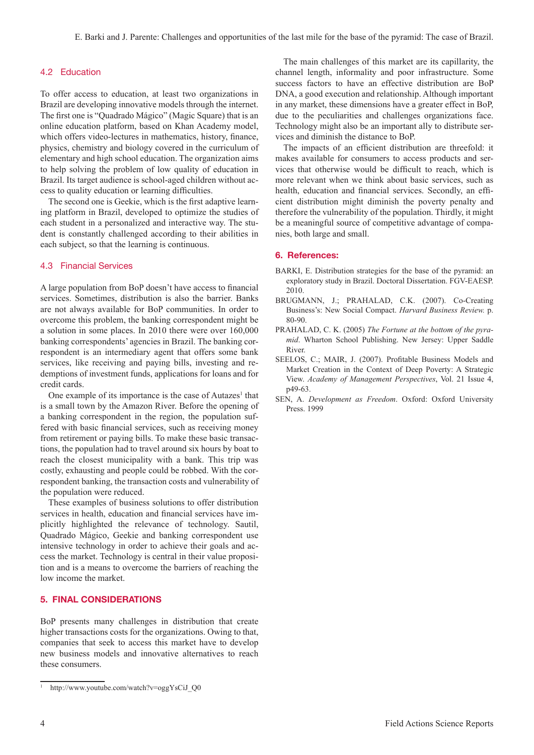### 4.2 Education

To offer access to education, at least two organizations in Brazil are developing innovative models through the internet. The first one is "Quadrado Mágico" (Magic Square) that is an online education platform, based on Khan Academy model, which offers video-lectures in mathematics, history, finance, physics, chemistry and biology covered in the curriculum of elementary and high school education. The organization aims to help solving the problem of low quality of education in Brazil. Its target audience is school-aged children without access to quality education or learning difficulties.

The second one is Geekie, which is the first adaptive learning platform in Brazil, developed to optimize the studies of each student in a personalized and interactive way. The student is constantly challenged according to their abilities in each subject, so that the learning is continuous.

### 4.3 Financial Services

A large population from BoP doesn't have access to financial services. Sometimes, distribution is also the barrier. Banks are not always available for BoP communities. In order to overcome this problem, the banking correspondent might be a solution in some places. In 2010 there were over 160,000 banking correspondents' agencies in Brazil. The banking correspondent is an intermediary agent that offers some bank services, like receiving and paying bills, investing and redemptions of investment funds, applications for loans and for credit cards.

One example of its importance is the case of Autazes[1] that is a small town by the Amazon River. Before the opening of a banking correspondent in the region, the population suffered with basic financial services, such as receiving money from retirement or paying bills. To make these basic transactions, the population had to travel around six hours by boat to reach the closest municipality with a bank. This trip was costly, exhausting and people could be robbed. With the correspondent banking, the transaction costs and vulnerability of the population were reduced.

These examples of business solutions to offer distribution services in health, education and financial services have implicitly highlighted the relevance of technology. Sautil, Quadrado Mágico, Geekie and banking correspondent use intensive technology in order to achieve their goals and access the market. Technology is central in their value proposition and is a means to overcome the barriers of reaching the low income the market.

## 5. FINAL CONSIDERATIONS

BoP presents many challenges in distribution that create higher transactions costs for the organizations. Owing to that, companies that seek to access this market have to develop new business models and innovative alternatives to reach these consumers.

The main challenges of this market are its capillarity, the channel length, informality and poor infrastructure. Some success factors to have an effective distribution are BoP DNA, a good execution and relationship. Although important in any market, these dimensions have a greater effect in BoP, due to the peculiarities and challenges organizations face. Technology might also be an important ally to distribute services and diminish the distance to BoP.

The impacts of an efficient distribution are threefold: it makes available for consumers to access products and services that otherwise would be difficult to reach, which is more relevant when we think about basic services, such as health, education and financial services. Secondly, an efficient distribution might diminish the poverty penalty and therefore the vulnerability of the population. Thirdly, it might be a meaningful source of competitive advantage of companies, both large and small.

## 6. References:

BARKI, E. Distribution strategies for the base of the pyramid: an exploratory study in Brazil. Doctoral Dissertation. FGV-EAESP. 2010.

BRUGMANN, J.; PRAHALAD, C.K. (2007). Co-Creating Business's: New Social Compact. *Harvard Business Review.* p. 80-90.

PRAHALAD, C. K. (2005) *The Fortune at the bottom of the pyramid*. Wharton School Publishing. New Jersey: Upper Saddle River.

SEELOS, C.; MAIR, J. (2007). Profitable Business Models and Market Creation in the Context of Deep Poverty: A Strategic View. *Academy of Management Perspectives*, Vol. 21 Issue 4, p49-63.

SEN, A. *Development as Freedom*. Oxford: Oxford University Press. 1999

---

[1] http://www.youtube.com/watch?v=oggYsCiJ_Q0